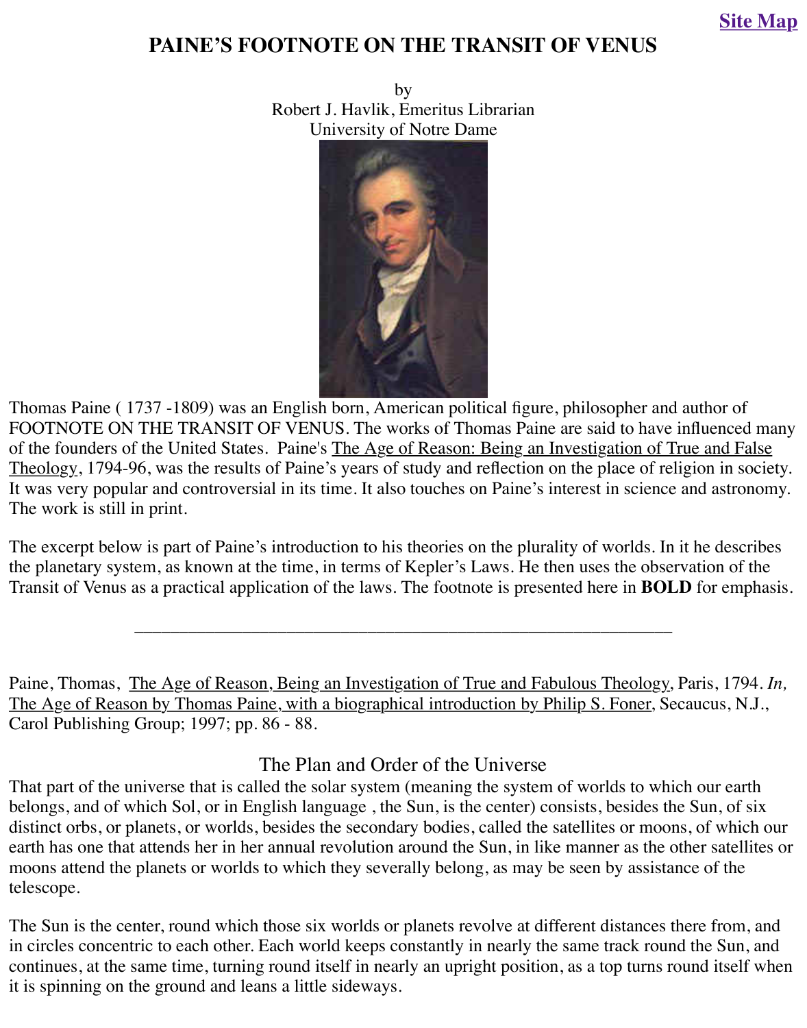[Site Map](#)

# PAINE'S FOOTNOTE ON THE TRANSIT OF VENUS

by
Robert J. Havlik, Emeritus Librarian
University of Notre Dame

Thomas Paine ( 1737 -1809) was an English born, American political figure, philosopher and author of FOOTNOTE ON THE TRANSIT OF VENUS. The works of Thomas Paine are said to have influenced many of the founders of the United States. Paine's The Age of Reason: Being an Investigation of True and False Theology, 1794-96, was the results of Paine's years of study and reflection on the place of religion in society. It was very popular and controversial in its time. It also touches on Paine's interest in science and astronomy. The work is still in print.

The excerpt below is part of Paine's introduction to his theories on the plurality of worlds. In it he describes the planetary system, as known at the time, in terms of Kepler's Laws. He then uses the observation of the Transit of Venus as a practical application of the laws. The footnote is presented here in **BOLD** for emphasis.

---

Paine, Thomas, The Age of Reason, Being an Investigation of True and Fabulous Theology, Paris, 1794. *In,* The Age of Reason by Thomas Paine, with a biographical introduction by Philip S. Foner, Secaucus, N.J., Carol Publishing Group; 1997; pp. 86 - 88.

## The Plan and Order of the Universe

That part of the universe that is called the solar system (meaning the system of worlds to which our earth belongs, and of which Sol, or in English language , the Sun, is the center) consists, besides the Sun, of six distinct orbs, or planets, or worlds, besides the secondary bodies, called the satellites or moons, of which our earth has one that attends her in her annual revolution around the Sun, in like manner as the other satellites or moons attend the planets or worlds to which they severally belong, as may be seen by assistance of the telescope.

The Sun is the center, round which those six worlds or planets revolve at different distances there from, and in circles concentric to each other. Each world keeps constantly in nearly the same track round the Sun, and continues, at the same time, turning round itself in nearly an upright position, as a top turns round itself when it is spinning on the ground and leans a little sideways.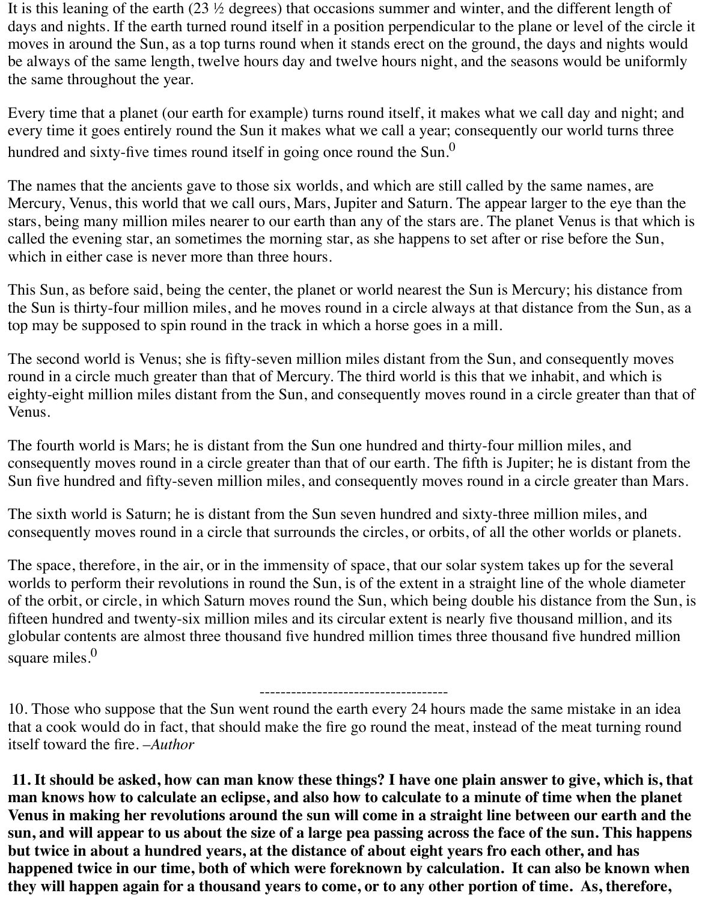It is this leaning of the earth (23 ½ degrees) that occasions summer and winter, and the different length of days and nights. If the earth turned round itself in a position perpendicular to the plane or level of the circle it moves in around the Sun, as a top turns round when it stands erect on the ground, the days and nights would be always of the same length, twelve hours day and twelve hours night, and the seasons would be uniformly the same throughout the year.

Every time that a planet (our earth for example) turns round itself, it makes what we call day and night; and every time it goes entirely round the Sun it makes what we call a year; consequently our world turns three hundred and sixty-five times round itself in going once round the Sun.[0]

The names that the ancients gave to those six worlds, and which are still called by the same names, are Mercury, Venus, this world that we call ours, Mars, Jupiter and Saturn. The appear larger to the eye than the stars, being many million miles nearer to our earth than any of the stars are. The planet Venus is that which is called the evening star, an sometimes the morning star, as she happens to set after or rise before the Sun, which in either case is never more than three hours.

This Sun, as before said, being the center, the planet or world nearest the Sun is Mercury; his distance from the Sun is thirty-four million miles, and he moves round in a circle always at that distance from the Sun, as a top may be supposed to spin round in the track in which a horse goes in a mill.

The second world is Venus; she is fifty-seven million miles distant from the Sun, and consequently moves round in a circle much greater than that of Mercury. The third world is this that we inhabit, and which is eighty-eight million miles distant from the Sun, and consequently moves round in a circle greater than that of Venus.

The fourth world is Mars; he is distant from the Sun one hundred and thirty-four million miles, and consequently moves round in a circle greater than that of our earth. The fifth is Jupiter; he is distant from the Sun five hundred and fifty-seven million miles, and consequently moves round in a circle greater than Mars.

The sixth world is Saturn; he is distant from the Sun seven hundred and sixty-three million miles, and consequently moves round in a circle that surrounds the circles, or orbits, of all the other worlds or planets.

The space, therefore, in the air, or in the immensity of space, that our solar system takes up for the several worlds to perform their revolutions in round the Sun, is of the extent in a straight line of the whole diameter of the orbit, or circle, in which Saturn moves round the Sun, which being double his distance from the Sun, is fifteen hundred and twenty-six million miles and its circular extent is nearly five thousand million, and its globular contents are almost three thousand five hundred million times three thousand five hundred million square miles.[0]

------------------------------------

10. Those who suppose that the Sun went round the earth every 24 hours made the same mistake in an idea that a cook would do in fact, that should make the fire go round the meat, instead of the meat turning round itself toward the fire. *–Author*

**11. It should be asked, how can man know these things? I have one plain answer to give, which is, that man knows how to calculate an eclipse, and also how to calculate to a minute of time when the planet Venus in making her revolutions around the sun will come in a straight line between our earth and the sun, and will appear to us about the size of a large pea passing across the face of the sun. This happens but twice in about a hundred years, at the distance of about eight years fro each other, and has happened twice in our time, both of which were foreknown by calculation. It can also be known when they will happen again for a thousand years to come, or to any other portion of time. As, therefore,**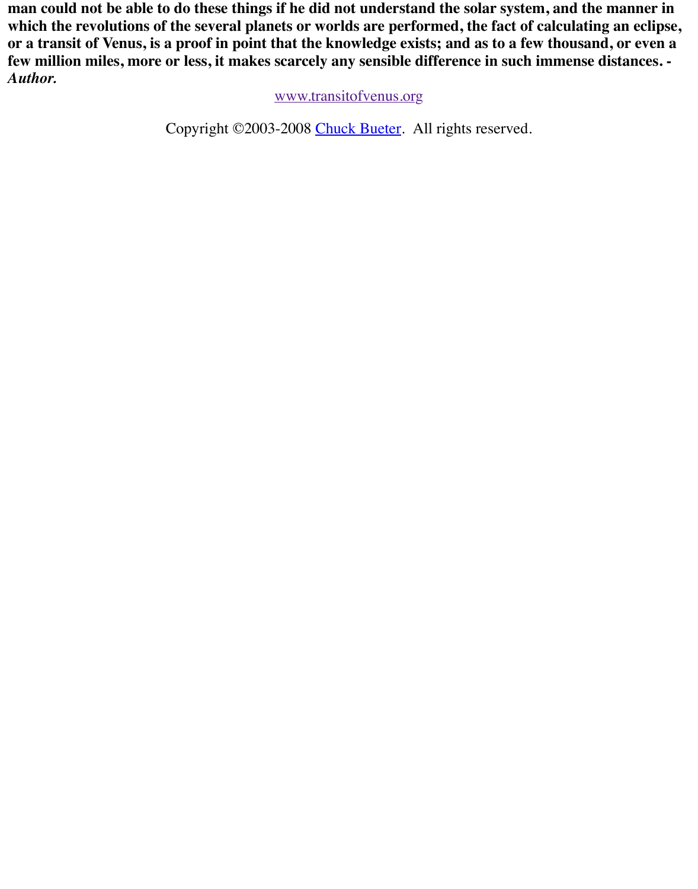**man could not be able to do these things if he did not understand the solar system, and the manner in which the revolutions of the several planets or worlds are performed, the fact of calculating an eclipse, or a transit of Venus, is a proof in point that the knowledge exists; and as to a few thousand, or even a few million miles, more or less, it makes scarcely any sensible difference in such immense distances. -** ***Author.***

www.transitofvenus.org

Copyright ©2003-2008 Chuck Bueter. All rights reserved.